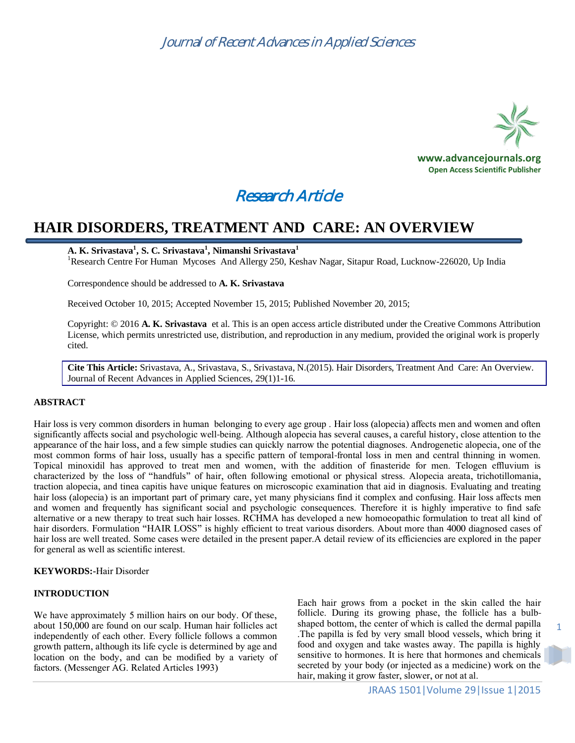Journal of Recent Advances in Applied Sciences

www.advancejournals.org
Open Access Scientific Publisher

Research Article

# HAIR DISORDERS, TREATMENT AND CARE: AN OVERVIEW

**A. K. Srivastava[1], S. C. Srivastava[1], Nimanshi Srivastava[1]**

[1]Research Centre For Human Mycoses And Allergy 250, Keshav Nagar, Sitapur Road, Lucknow-226020, Up India

Correspondence should be addressed to **A. K. Srivastava**

Received October 10, 2015; Accepted November 15, 2015; Published November 20, 2015;

Copyright: © 2016 **A. K. Srivastava** et al. This is an open access article distributed under the Creative Commons Attribution License, which permits unrestricted use, distribution, and reproduction in any medium, provided the original work is properly cited.

**Cite This Article:** Srivastava, A., Srivastava, S., Srivastava, N.(2015). Hair Disorders, Treatment And Care: An Overview. Journal of Recent Advances in Applied Sciences, 29(1)1-16.

## ABSTRACT

Hair loss is very common disorders in human belonging to every age group . Hair loss (alopecia) affects men and women and often significantly affects social and psychologic well-being. Although alopecia has several causes, a careful history, close attention to the appearance of the hair loss, and a few simple studies can quickly narrow the potential diagnoses. Androgenetic alopecia, one of the most common forms of hair loss, usually has a specific pattern of temporal-frontal loss in men and central thinning in women. Topical minoxidil has approved to treat men and women, with the addition of finasteride for men. Telogen effluvium is characterized by the loss of "handfuls" of hair, often following emotional or physical stress. Alopecia areata, trichotillomania, traction alopecia, and tinea capitis have unique features on microscopic examination that aid in diagnosis. Evaluating and treating hair loss (alopecia) is an important part of primary care, yet many physicians find it complex and confusing. Hair loss affects men and women and frequently has significant social and psychologic consequences. Therefore it is highly imperative to find safe alternative or a new therapy to treat such hair losses. RCHMA has developed a new homoeopathic formulation to treat all kind of hair disorders. Formulation "HAIR LOSS" is highly efficient to treat various disorders. About more than 4000 diagnosed cases of hair loss are well treated. Some cases were detailed in the present paper.A detail review of its efficiencies are explored in the paper for general as well as scientific interest.

**KEYWORDS:**-Hair Disorder

## INTRODUCTION

We have approximately 5 million hairs on our body. Of these, about 150,000 are found on our scalp. Human hair follicles act independently of each other. Every follicle follows a common growth pattern, although its life cycle is determined by age and location on the body, and can be modified by a variety of factors. (Messenger AG. Related Articles 1993)

Each hair grows from a pocket in the skin called the hair follicle. During its growing phase, the follicle has a bulb-shaped bottom, the center of which is called the dermal papilla .The papilla is fed by very small blood vessels, which bring it food and oxygen and take wastes away. The papilla is highly sensitive to hormones. It is here that hormones and chemicals secreted by your body (or injected as a medicine) work on the hair, making it grow faster, slower, or not at al.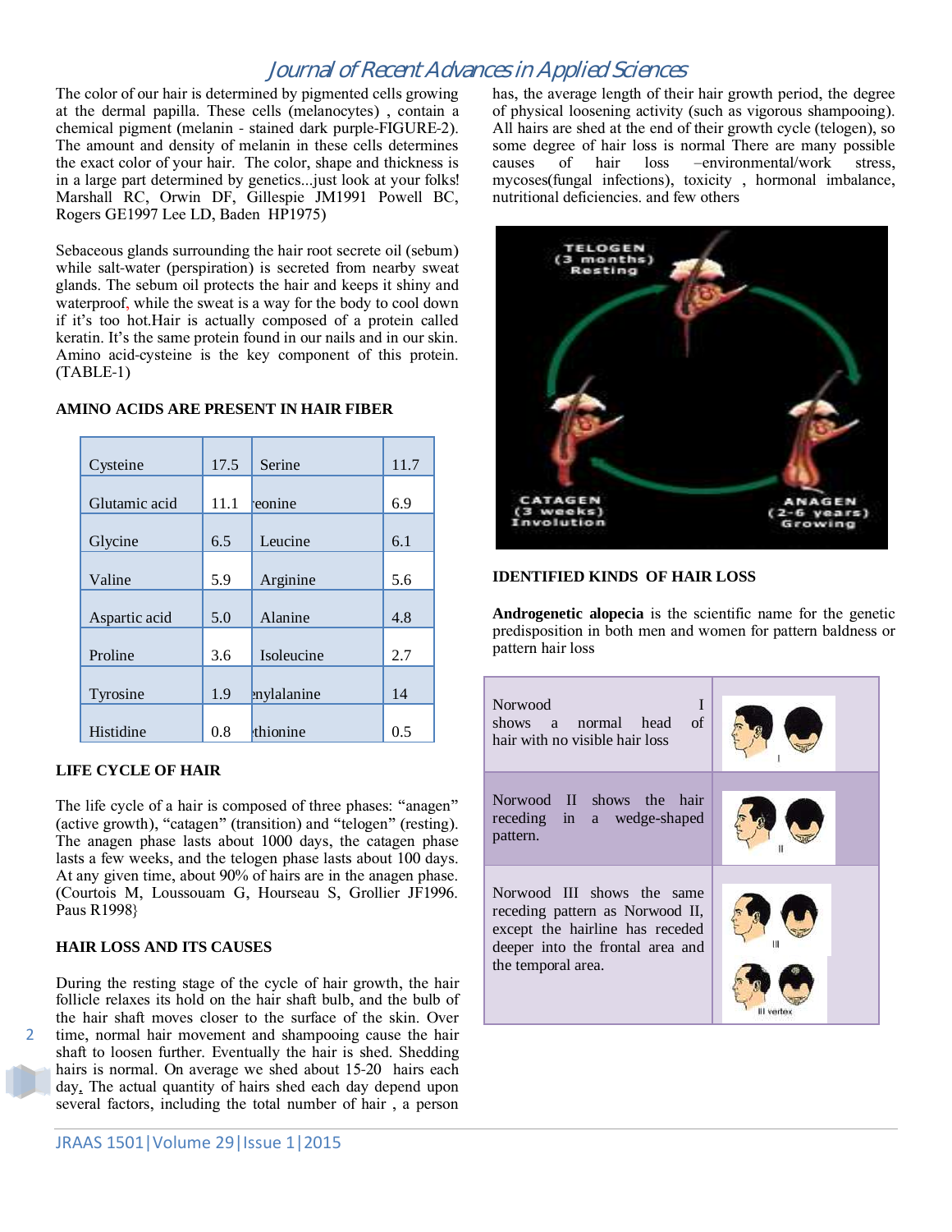The color of our hair is determined by pigmented cells growing at the dermal papilla. These cells (melanocytes) , contain a chemical pigment (melanin - stained dark purple-FIGURE-2). The amount and density of melanin in these cells determines the exact color of your hair. The color, shape and thickness is in a large part determined by genetics...just look at your folks! Marshall RC, Orwin DF, Gillespie JM1991 Powell BC, Rogers GE1997 Lee LD, Baden HP1975)

Sebaceous glands surrounding the hair root secrete oil (sebum) while salt-water (perspiration) is secreted from nearby sweat glands. The sebum oil protects the hair and keeps it shiny and waterproof, while the sweat is a way for the body to cool down if it's too hot.Hair is actually composed of a protein called keratin. It's the same protein found in our nails and in our skin. Amino acid-cysteine is the key component of this protein. (TABLE-1)

**AMINO ACIDS ARE PRESENT IN HAIR FIBER**

| | | | |
|---|---|---|---|
| Cysteine | 17.5 | Serine | 11.7 |
| Glutamic acid | 11.1 | 'eonine | 6.9 |
| Glycine | 6.5 | Leucine | 6.1 |
| Valine | 5.9 | Arginine | 5.6 |
| Aspartic acid | 5.0 | Alanine | 4.8 |
| Proline | 3.6 | Isoleucine | 2.7 |
| Tyrosine | 1.9 | enylalanine | 14 |
| Histidine | 0.8 | thionine | 0.5 |

**LIFE CYCLE OF HAIR**

The life cycle of a hair is composed of three phases: "anagen" (active growth), "catagen" (transition) and "telogen" (resting). The anagen phase lasts about 1000 days, the catagen phase lasts a few weeks, and the telogen phase lasts about 100 days. At any given time, about 90% of hairs are in the anagen phase. (Courtois M, Loussouam G, Hourseau S, Grollier JF1996. Paus R1998}

**HAIR LOSS AND ITS CAUSES**

During the resting stage of the cycle of hair growth, the hair follicle relaxes its hold on the hair shaft bulb, and the bulb of the hair shaft moves closer to the surface of the skin. Over time, normal hair movement and shampooing cause the hair shaft to loosen further. Eventually the hair is shed. Shedding hairs is normal. On average we shed about 15-20 hairs each day. The actual quantity of hairs shed each day depend upon several factors, including the total number of hair , a person has, the average length of their hair growth period, the degree of physical loosening activity (such as vigorous shampooing). All hairs are shed at the end of their growth cycle (telogen), so some degree of hair loss is normal There are many possible causes of hair loss –environmental/work stress, mycoses(fungal infections), toxicity , hormonal imbalance, nutritional deficiencies. and few others

TELOGEN (3 months) Resting

CATAGEN (3 weeks) Involution

ANAGEN (2-6 years) Growing

**IDENTIFIED KINDS OF HAIR LOSS**

**Androgenetic alopecia** is the scientific name for the genetic predisposition in both men and women for pattern baldness or pattern hair loss

| | |
|---|---|
| Norwood I shows a normal head of hair with no visible hair loss | I |
| Norwood II shows the hair receding in a wedge-shaped pattern. | II |
| Norwood III shows the same receding pattern as Norwood II, except the hairline has receded deeper into the frontal area and the temporal area. | III<br>III vertex |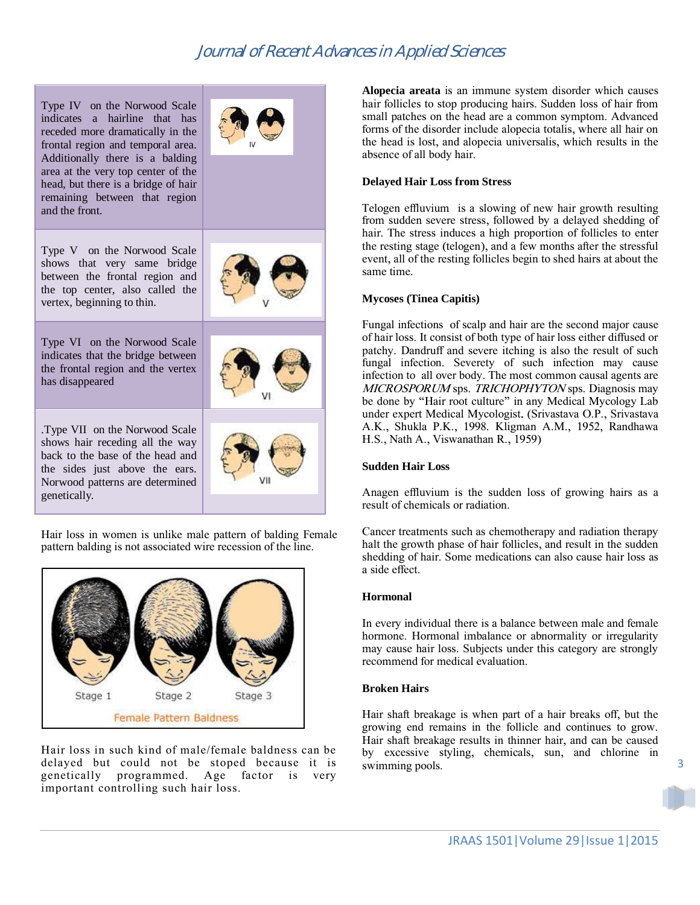| | |
|---|---|
| Type IV on the Norwood Scale indicates a hairline that has receded more dramatically in the frontal region and temporal area. Additionally there is a balding area at the very top center of the head, but there is a bridge of hair remaining between that region and the front. | |
| Type V on the Norwood Scale shows that very same bridge between the frontal region and the top center, also called the vertex, beginning to thin. | |
| Type VI on the Norwood Scale indicates that the bridge between the frontal region and the vertex has disappeared | |
| .Type VII on the Norwood Scale shows hair receding all the way back to the base of the head and the sides just above the ears. Norwood patterns are determined genetically. | |

Hair loss in women is unlike male pattern of balding Female pattern balding is not associated wire recession of the line.

Stage 1 Stage 2 Stage 3

Female Pattern Baldness

Hair loss in such kind of male/female baldness can be delayed but could not be stoped because it is genetically programmed. Age factor is very important controlling such hair loss.

**Alopecia areata** is an immune system disorder which causes hair follicles to stop producing hairs. Sudden loss of hair from small patches on the head are a common symptom. Advanced forms of the disorder include alopecia totalis, where all hair on the head is lost, and alopecia universalis, which results in the absence of all body hair.

**Delayed Hair Loss from Stress**

Telogen effluvium is a slowing of new hair growth resulting from sudden severe stress, followed by a delayed shedding of hair. The stress induces a high proportion of follicles to enter the resting stage (telogen), and a few months after the stressful event, all of the resting follicles begin to shed hairs at about the same time.

**Mycoses (Tinea Capitis)**

Fungal infections of scalp and hair are the second major cause of hair loss. It consist of both type of hair loss either diffused or patchy. Dandruff and severe itching is also the result of such fungal infection. Severety of such infection may cause infection to all over body. The most common causal agents are *MICROSPORUM* sps. *TRICHOPHYTON* sps. Diagnosis may be done by "Hair root culture" in any Medical Mycology Lab under expert Medical Mycologist. (Srivastava O.P., Srivastava A.K., Shukla P.K., 1998. Kligman A.M., 1952, Randhawa H.S., Nath A., Viswanathan R., 1959)

**Sudden Hair Loss**

Anagen effluvium is the sudden loss of growing hairs as a result of chemicals or radiation.

Cancer treatments such as chemotherapy and radiation therapy halt the growth phase of hair follicles, and result in the sudden shedding of hair. Some medications can also cause hair loss as a side effect.

**Hormonal**

In every individual there is a balance between male and female hormone. Hormonal imbalance or abnormality or irregularity may cause hair loss. Subjects under this category are strongly recommend for medical evaluation.

**Broken Hairs**

Hair shaft breakage is when part of a hair breaks off, but the growing end remains in the follicle and continues to grow. Hair shaft breakage results in thinner hair, and can be caused by excessive styling, chemicals, sun, and chlorine in swimming pools.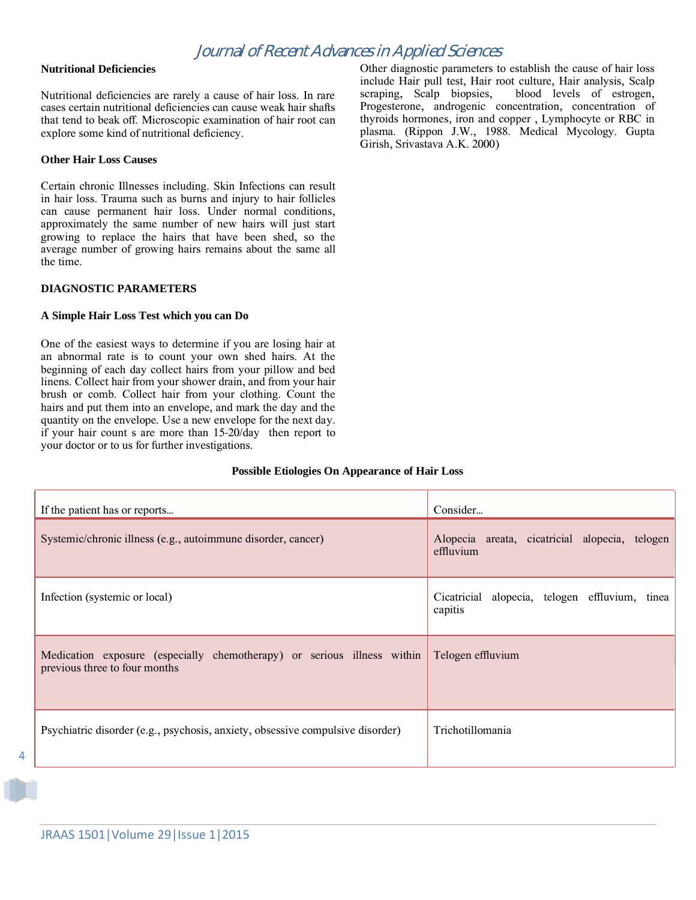### Nutritional Deficiencies

Nutritional deficiencies are rarely a cause of hair loss. In rare cases certain nutritional deficiencies can cause weak hair shafts that tend to beak off. Microscopic examination of hair root can explore some kind of nutritional deficiency.

### Other Hair Loss Causes

Certain chronic Illnesses including. Skin Infections can result in hair loss. Trauma such as burns and injury to hair follicles can cause permanent hair loss. Under normal conditions, approximately the same number of new hairs will just start growing to replace the hairs that have been shed, so the average number of growing hairs remains about the same all the time.

## DIAGNOSTIC PARAMETERS

### A Simple Hair Loss Test which you can Do

One of the easiest ways to determine if you are losing hair at an abnormal rate is to count your own shed hairs. At the beginning of each day collect hairs from your pillow and bed linens. Collect hair from your shower drain, and from your hair brush or comb. Collect hair from your clothing. Count the hairs and put them into an envelope, and mark the day and the quantity on the envelope. Use a new envelope for the next day. if your hair count s are more than 15-20/day then report to your doctor or to us for further investigations.

Other diagnostic parameters to establish the cause of hair loss include Hair pull test, Hair root culture, Hair analysis, Scalp scraping, Scalp biopsies, blood levels of estrogen, Progesterone, androgenic concentration, concentration of thyroids hormones, iron and copper , Lymphocyte or RBC in plasma. (Rippon J.W., 1988. Medical Mycology. Gupta Girish, Srivastava A.K. 2000)

**Possible Etiologies On Appearance of Hair Loss**

| If the patient has or reports... | Consider... |
|---|---|
| Systemic/chronic illness (e.g., autoimmune disorder, cancer) | Alopecia areata, cicatricial alopecia, telogen effluvium |
| Infection (systemic or local) | Cicatricial alopecia, telogen effluvium, tinea capitis |
| Medication exposure (especially chemotherapy) or serious illness within previous three to four months | Telogen effluvium |
| Psychiatric disorder (e.g., psychosis, anxiety, obsessive compulsive disorder) | Trichotillomania |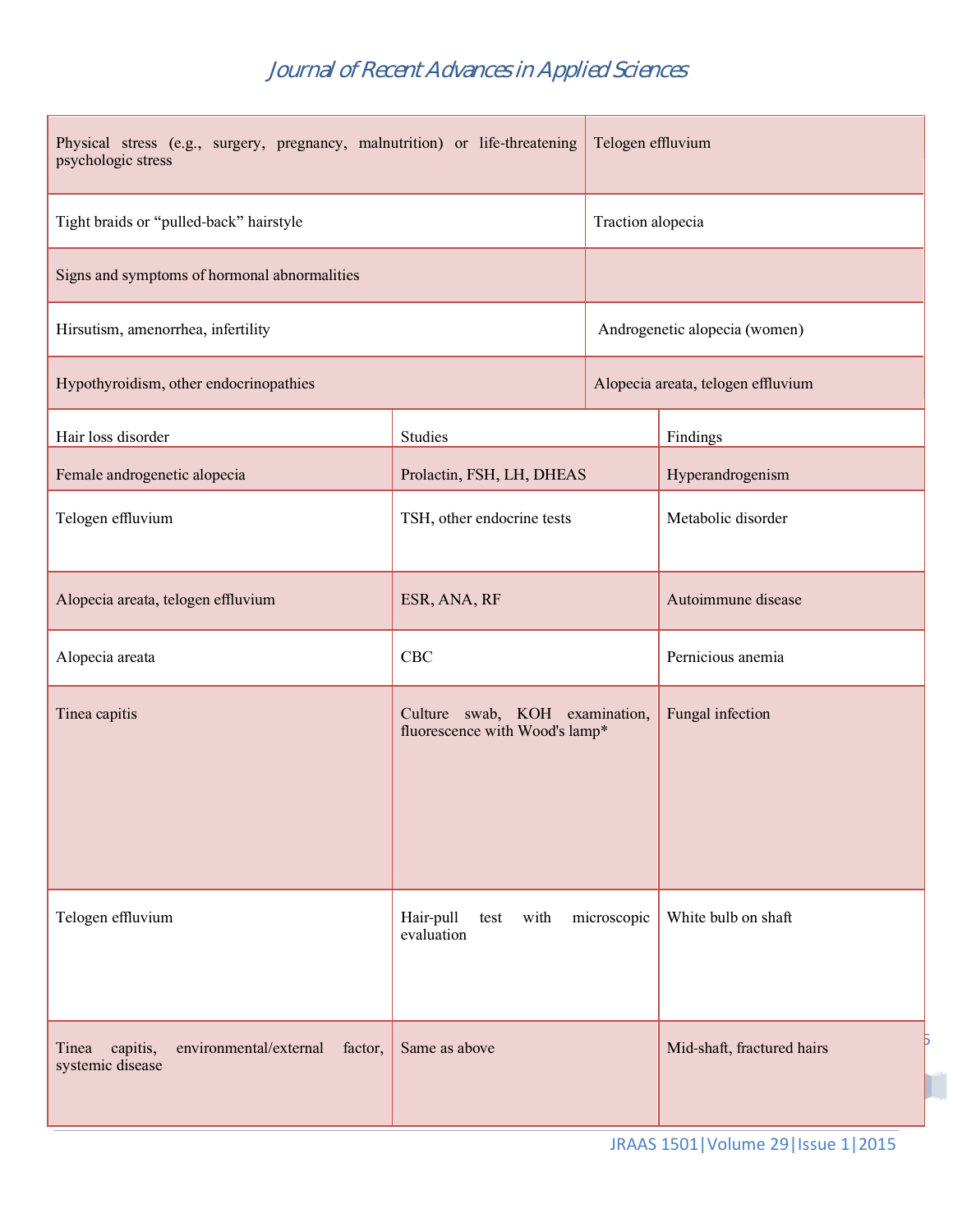| | |
|---|---|
| Physical stress (e.g., surgery, pregnancy, malnutrition) or life-threatening psychologic stress | Telogen effluvium |
| Tight braids or "pulled-back" hairstyle | Traction alopecia |
| Signs and symptoms of hormonal abnormalities | |
| Hirsutism, amenorrhea, infertility | Androgenetic alopecia (women) |
| Hypothyroidism, other endocrinopathies | Alopecia areata, telogen effluvium |

| Hair loss disorder | Studies | Findings |
|---|---|---|
| Female androgenetic alopecia | Prolactin, FSH, LH, DHEAS | Hyperandrogenism |
| Telogen effluvium | TSH, other endocrine tests | Metabolic disorder |
| Alopecia areata, telogen effluvium | ESR, ANA, RF | Autoimmune disease |
| Alopecia areata | CBC | Pernicious anemia |
| Tinea capitis | Culture swab, KOH examination, fluorescence with Wood's lamp* | Fungal infection |
| Telogen effluvium | Hair-pull test with microscopic evaluation | White bulb on shaft |
| Tinea capitis, environmental/external factor, systemic disease | Same as above | Mid-shaft, fractured hairs |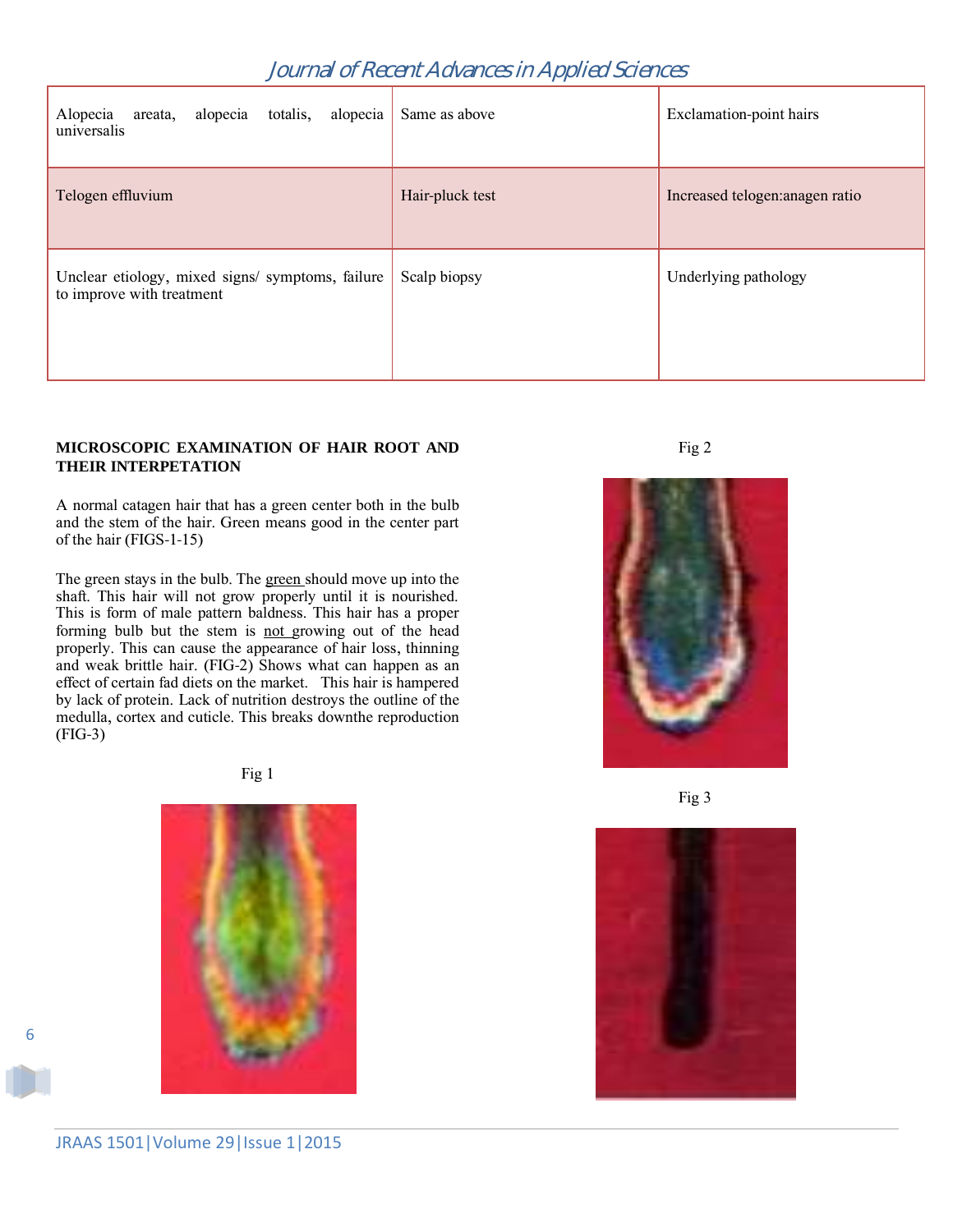| | | |
|---|---|---|
| Alopecia areata, alopecia totalis, alopecia universalis | Same as above | Exclamation-point hairs |
| Telogen effluvium | Hair-pluck test | Increased telogen:anagen ratio |
| Unclear etiology, mixed signs/ symptoms, failure to improve with treatment | Scalp biopsy | Underlying pathology |

**MICROSCOPIC EXAMINATION OF HAIR ROOT AND THEIR INTERPETATION**

A normal catagen hair that has a green center both in the bulb and the stem of the hair. Green means good in the center part of the hair (FIGS-1-15)

The green stays in the bulb. The green should move up into the shaft. This hair will not grow properly until it is nourished. This is form of male pattern baldness. This hair has a proper forming bulb but the stem is not growing out of the head properly. This can cause the appearance of hair loss, thinning and weak brittle hair. (FIG-2) Shows what can happen as an effect of certain fad diets on the market. This hair is hampered by lack of protein. Lack of nutrition destroys the outline of the medulla, cortex and cuticle. This breaks downthe reproduction (FIG-3)

Fig 1

Fig 2

Fig 3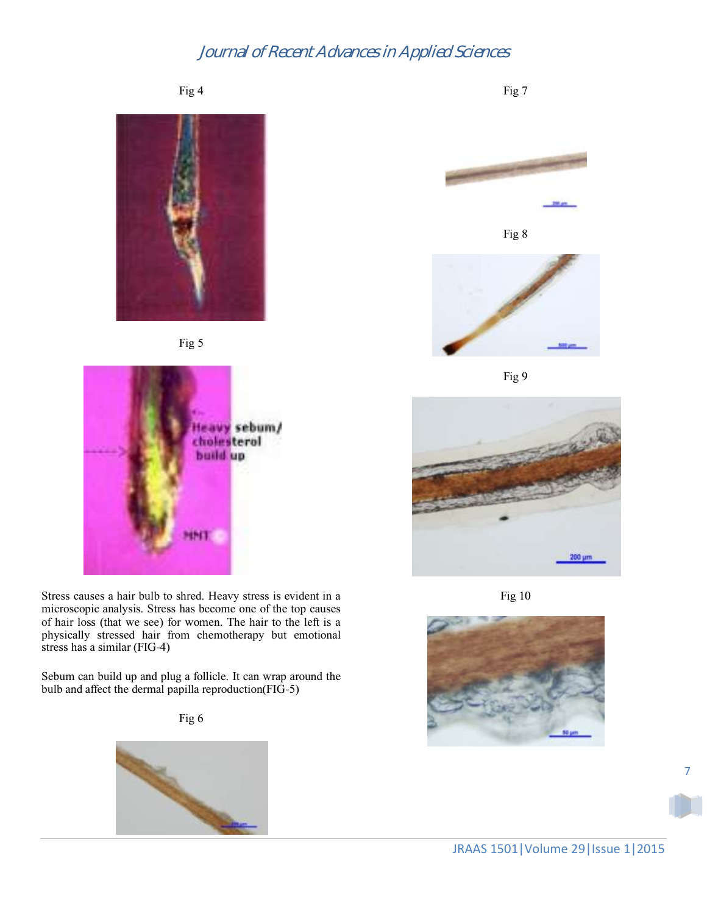Fig 4

Fig 5

Stress causes a hair bulb to shred. Heavy stress is evident in a microscopic analysis. Stress has become one of the top causes of hair loss (that we see) for women. The hair to the left is a physically stressed hair from chemotherapy but emotional stress has a similar (FIG-4)

Sebum can build up and plug a follicle. It can wrap around the bulb and affect the dermal papilla reproduction(FIG-5)

Fig 6

Fig 7

Fig 8

Fig 9

Fig 10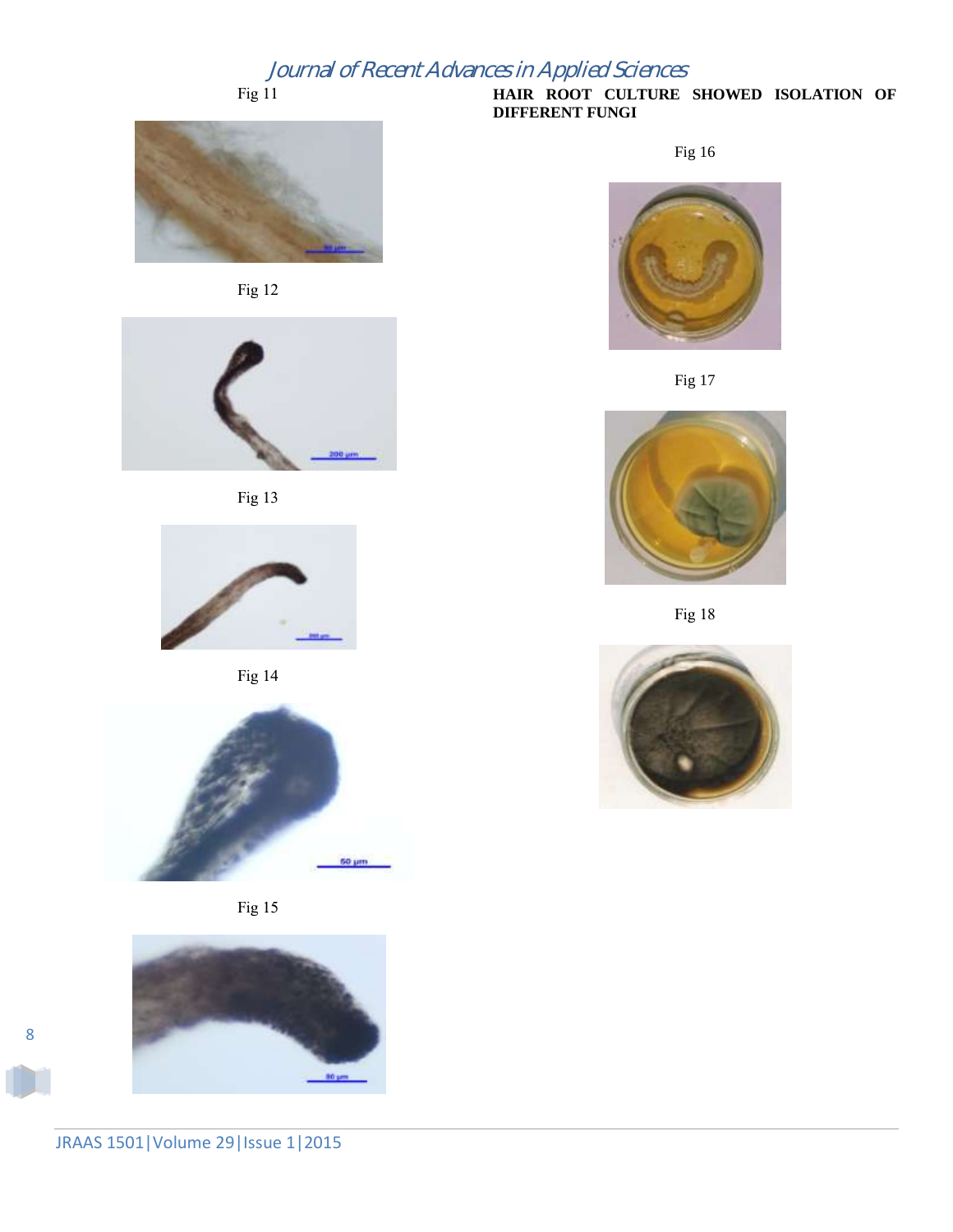Fig 11

Fig 12

Fig 13

Fig 14

Fig 15

**HAIR ROOT CULTURE SHOWED ISOLATION OF DIFFERENT FUNGI**

Fig 16

Fig 17

Fig 18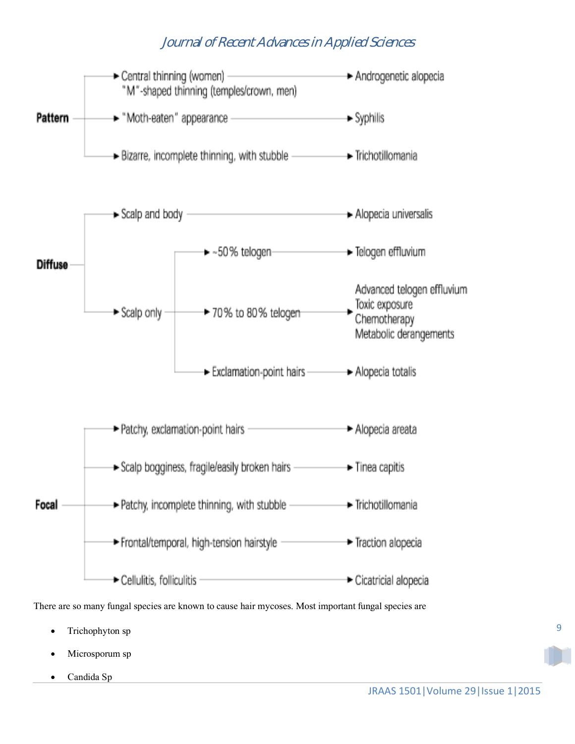**Pattern**

- Central thinning (women) / "M"-shaped thinning (temples/crown, men) → Androgenetic alopecia
- "Moth-eaten" appearance → Syphilis
- Bizarre, incomplete thinning, with stubble → Trichotillomania

**Diffuse**

- Scalp and body → Alopecia universalis
- Scalp only
  - ~50% telogen → Telogen effluvium
  - 70% to 80% telogen → Advanced telogen effluvium, Toxic exposure, Chemotherapy, Metabolic derangements
  - Exclamation-point hairs → Alopecia totalis

**Focal**

- Patchy, exclamation-point hairs → Alopecia areata
- Scalp bogginess, fragile/easily broken hairs → Tinea capitis
- Patchy, incomplete thinning, with stubble → Trichotillomania
- Frontal/temporal, high-tension hairstyle → Traction alopecia
- Cellulitis, folliculitis → Cicatricial alopecia

There are so many fungal species are known to cause hair mycoses. Most important fungal species are

- Trichophyton sp
- Microsporum sp
- Candida Sp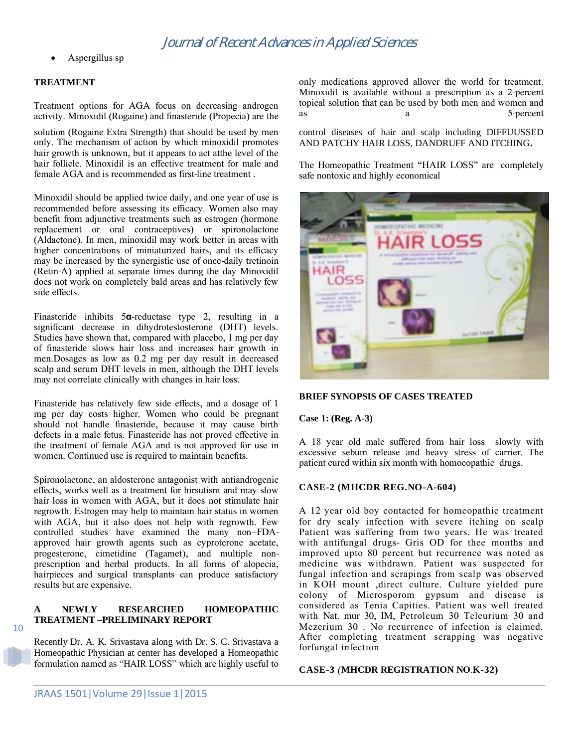- Aspergillus sp

**TREATMENT**

Treatment options for AGA focus on decreasing androgen activity. Minoxidil (Rogaine) and finasteride (Propecia) are the only medications approved allover the world for treatment. Minoxidil is available without a prescription as a 2-percent topical solution that can be used by both men and women and as a 5-percent solution (Rogaine Extra Strength) that should be used by men only. The mechanism of action by which minoxidil promotes hair growth is unknown, but it appears to act atthe level of the hair follicle. Minoxidil is an effective treatment for male and female AGA and is recommended as first-line treatment .

Minoxidil should be applied twice daily, and one year of use is recommended before assessing its efficacy. Women also may benefit from adjunctive treatments such as estrogen (hormone replacement or oral contraceptives) or spironolactone (Aldactone). In men, minoxidil may work better in areas with higher concentrations of miniaturized hairs, and its efficacy may be increased by the synergistic use of once-daily tretinoin (Retin-A) applied at separate times during the day Minoxidil does not work on completely bald areas and has relatively few side effects.

Finasteride inhibits 5α-reductase type 2, resulting in a significant decrease in dihydrotestosterone (DHT) levels. Studies have shown that, compared with placebo, 1 mg per day of finasteride slows hair loss and increases hair growth in men.Dosages as low as 0.2 mg per day result in decreased scalp and serum DHT levels in men, although the DHT levels may not correlate clinically with changes in hair loss.

Finasteride has relatively few side effects, and a dosage of 1 mg per day costs higher. Women who could be pregnant should not handle finasteride, because it may cause birth defects in a male fetus. Finasteride has not proved effective in the treatment of female AGA and is not approved for use in women. Continued use is required to maintain benefits.

Spironolactone, an aldosterone antagonist with antiandrogenic effects, works well as a treatment for hirsutism and may slow hair loss in women with AGA, but it does not stimulate hair regrowth. Estrogen may help to maintain hair status in women with AGA, but it also does not help with regrowth. Few controlled studies have examined the many non–FDA-approved hair growth agents such as cyproterone acetate, progesterone, cimetidine (Tagamet), and multiple non-prescription and herbal products. In all forms of alopecia, hairpieces and surgical transplants can produce satisfactory results but are expensive.

**A NEWLY RESEARCHED HOMEOPATHIC TREATMENT –PRELIMINARY REPORT**

Recently Dr. A. K. Srivastava along with Dr. S. C. Srivastava a Homeopathic Physician at center has developed a Homeopathic formulation named as "HAIR LOSS" which are highly useful to control diseases of hair and scalp including DIFFUUSSED AND PATCHY HAIR LOSS, DANDRUFF AND ITCHING.

The Homeopathic Treatment "HAIR LOSS" are completely safe nontoxic and highly economical

**BRIEF SYNOPSIS OF CASES TREATED**

**Case 1: (Reg. A-3)**

A 18 year old male suffered from hair loss slowly with excessive sebum release and heavy stress of carrier. The patient cured within six month with homoeopathic drugs.

**CASE-2 (MHCDR REG.NO-A-604)**

A 12 year old boy contacted for homeopathic treatment for dry scaly infection with severe itching on scalp Patient was suffering from two years. He was treated with antifungal drugs- Gris OD for thee months and improved upto 80 percent but recurrence was noted as medicine was withdrawn. Patient was suspected for fungal infection and scrapings from scalp was observed in KOH mount ,direct culture. Culture yielded pure colony of Microsporom gypsum and disease is considered as Tenia Capities. Patient was well treated with Nat. mur 30, IM, Petroleum 30 Teleurium 30 and Mezerium 30 . No recurrence of infection is claimed. After completing treatment scrapping was negative forfungal infection

**CASE-3 (MHCDR REGISTRATION NO.K-32)**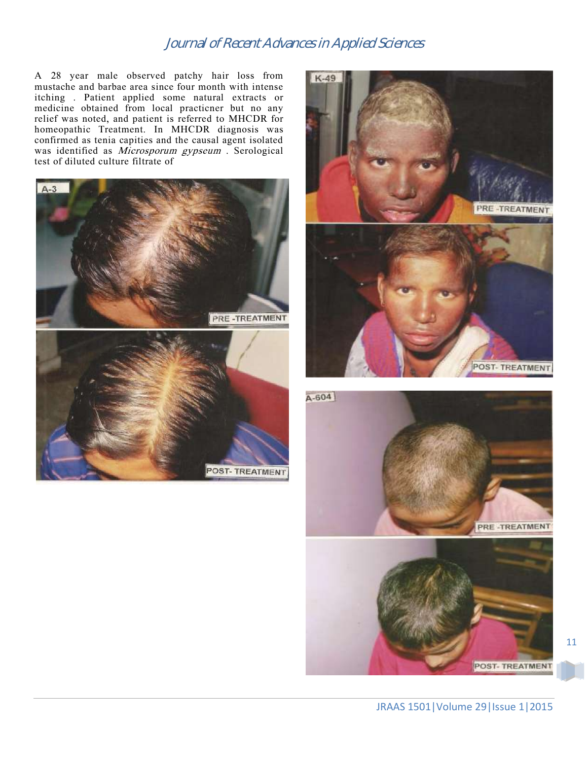A 28 year male observed patchy hair loss from mustache and barbae area since four month with intense itching . Patient applied some natural extracts or medicine obtained from local practicner but no any relief was noted, and patient is referred to MHCDR for homeopathic Treatment. In MHCDR diagnosis was confirmed as tenia capities and the causal agent isolated was identified as *Microsporum gypseum* . Serological test of diluted culture filtrate of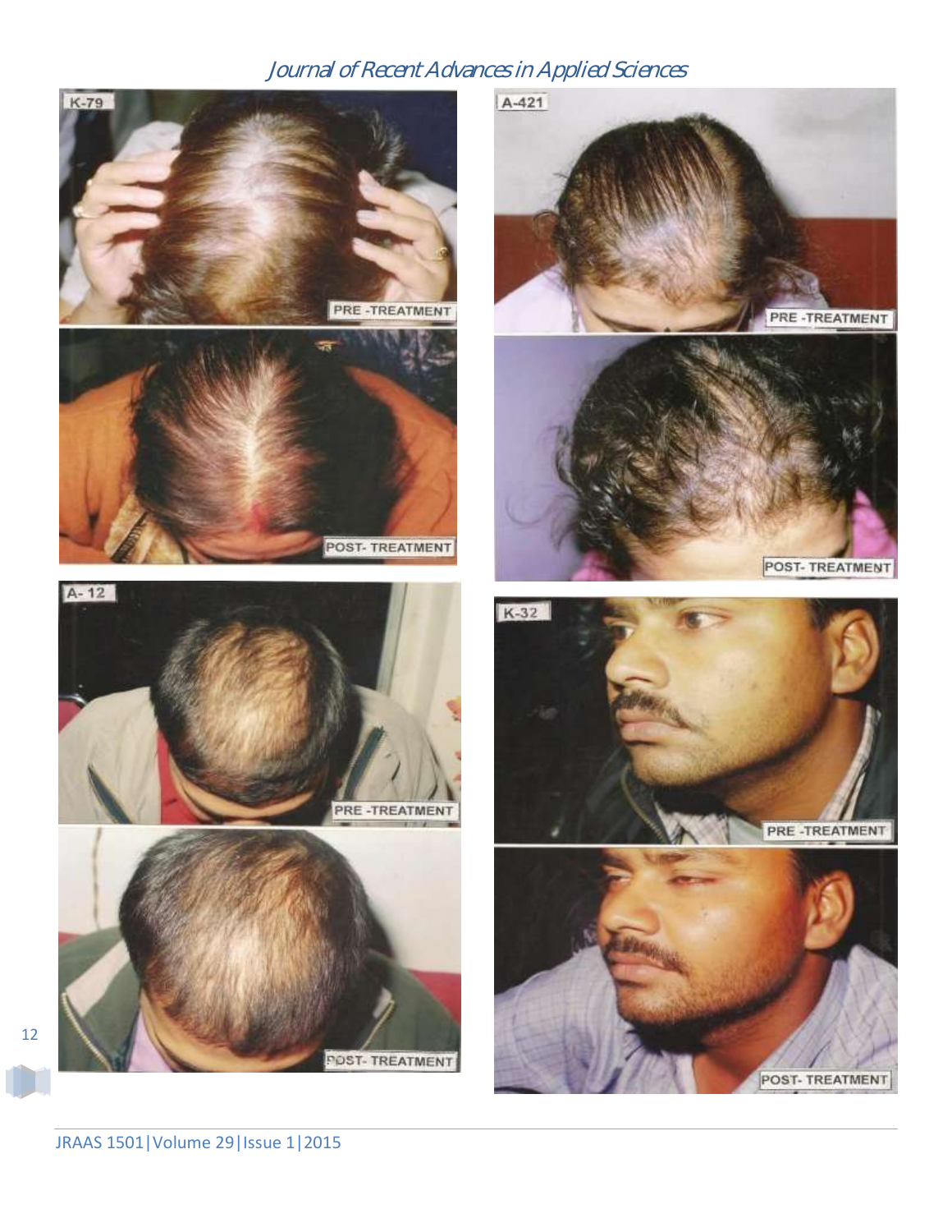K-79

PRE -TREATMENT

POST- TREATMENT

A-421

PRE -TREATMENT

POST- TREATMENT

A- 12

PRE -TREATMENT

POST- TREATMENT

K-32

PRE -TREATMENT

POST- TREATMENT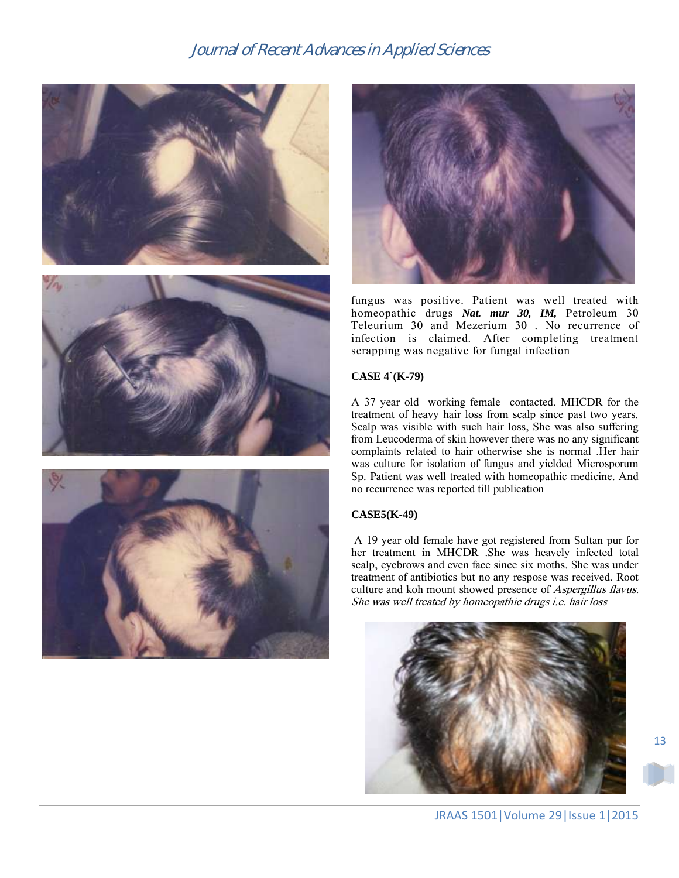fungus was positive. Patient was well treated with homeopathic drugs ***Nat. mur 30, IM,*** Petroleum 30 Teleurium 30 and Mezerium 30 . No recurrence of infection is claimed. After completing treatment scrapping was negative for fungal infection

**CASE 4`(K-79)**

A 37 year old working female contacted. MHCDR for the treatment of heavy hair loss from scalp since past two years. Scalp was visible with such hair loss, She was also suffering from Leucoderma of skin however there was no any significant complaints related to hair otherwise she is normal .Her hair was culture for isolation of fungus and yielded Microsporum Sp. Patient was well treated with homeopathic medicine. And no recurrence was reported till publication

**CASE5(K-49)**

A 19 year old female have got registered from Sultan pur for her treatment in MHCDR .She was heavely infected total scalp, eyebrows and even face since six moths. She was under treatment of antibiotics but no any respose was received. Root culture and koh mount showed presence of *Aspergillus flavus. She was well treated by homeopathic drugs i.e. hair loss*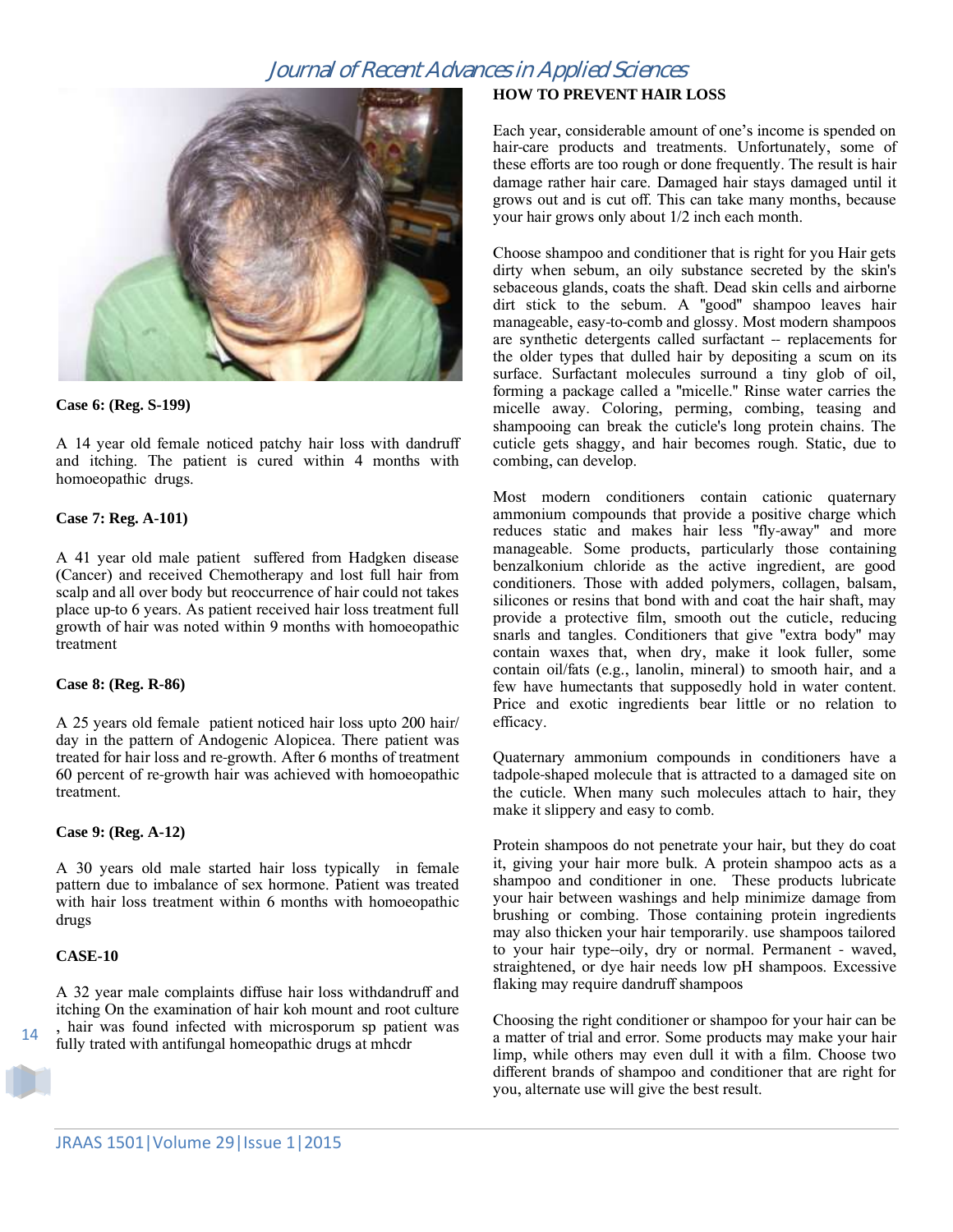**Case 6: (Reg. S-199)**

A 14 year old female noticed patchy hair loss with dandruff and itching. The patient is cured within 4 months with homoeopathic drugs.

**Case 7: Reg. A-101)**

A 41 year old male patient suffered from Hadgken disease (Cancer) and received Chemotherapy and lost full hair from scalp and all over body but reoccurrence of hair could not takes place up-to 6 years. As patient received hair loss treatment full growth of hair was noted within 9 months with homoeopathic treatment

**Case 8: (Reg. R-86)**

A 25 years old female patient noticed hair loss upto 200 hair/ day in the pattern of Andogenic Alopicea. There patient was treated for hair loss and re-growth. After 6 months of treatment 60 percent of re-growth hair was achieved with homoeopathic treatment.

**Case 9: (Reg. A-12)**

A 30 years old male started hair loss typically in female pattern due to imbalance of sex hormone. Patient was treated with hair loss treatment within 6 months with homoeopathic drugs

**CASE-10**

A 32 year male complaints diffuse hair loss withdandruff and itching On the examination of hair koh mount and root culture , hair was found infected with microsporum sp patient was fully trated with antifungal homeopathic drugs at mhcdr

**HOW TO PREVENT HAIR LOSS**

Each year, considerable amount of one's income is spended on hair-care products and treatments. Unfortunately, some of these efforts are too rough or done frequently. The result is hair damage rather hair care. Damaged hair stays damaged until it grows out and is cut off. This can take many months, because your hair grows only about 1/2 inch each month.

Choose shampoo and conditioner that is right for you Hair gets dirty when sebum, an oily substance secreted by the skin's sebaceous glands, coats the shaft. Dead skin cells and airborne dirt stick to the sebum. A "good" shampoo leaves hair manageable, easy-to-comb and glossy. Most modern shampoos are synthetic detergents called surfactant -- replacements for the older types that dulled hair by depositing a scum on its surface. Surfactant molecules surround a tiny glob of oil, forming a package called a "micelle." Rinse water carries the micelle away. Coloring, perming, combing, teasing and shampooing can break the cuticle's long protein chains. The cuticle gets shaggy, and hair becomes rough. Static, due to combing, can develop.

Most modern conditioners contain cationic quaternary ammonium compounds that provide a positive charge which reduces static and makes hair less "fly-away" and more manageable. Some products, particularly those containing benzalkonium chloride as the active ingredient, are good conditioners. Those with added polymers, collagen, balsam, silicones or resins that bond with and coat the hair shaft, may provide a protective film, smooth out the cuticle, reducing snarls and tangles. Conditioners that give "extra body" may contain waxes that, when dry, make it look fuller, some contain oil/fats (e.g., lanolin, mineral) to smooth hair, and a few have humectants that supposedly hold in water content. Price and exotic ingredients bear little or no relation to efficacy.

Quaternary ammonium compounds in conditioners have a tadpole-shaped molecule that is attracted to a damaged site on the cuticle. When many such molecules attach to hair, they make it slippery and easy to comb.

Protein shampoos do not penetrate your hair, but they do coat it, giving your hair more bulk. A protein shampoo acts as a shampoo and conditioner in one. These products lubricate your hair between washings and help minimize damage from brushing or combing. Those containing protein ingredients may also thicken your hair temporarily. use shampoos tailored to your hair type--oily, dry or normal. Permanent - waved, straightened, or dye hair needs low pH shampoos. Excessive flaking may require dandruff shampoos

Choosing the right conditioner or shampoo for your hair can be a matter of trial and error. Some products may make your hair limp, while others may even dull it with a film. Choose two different brands of shampoo and conditioner that are right for you, alternate use will give the best result.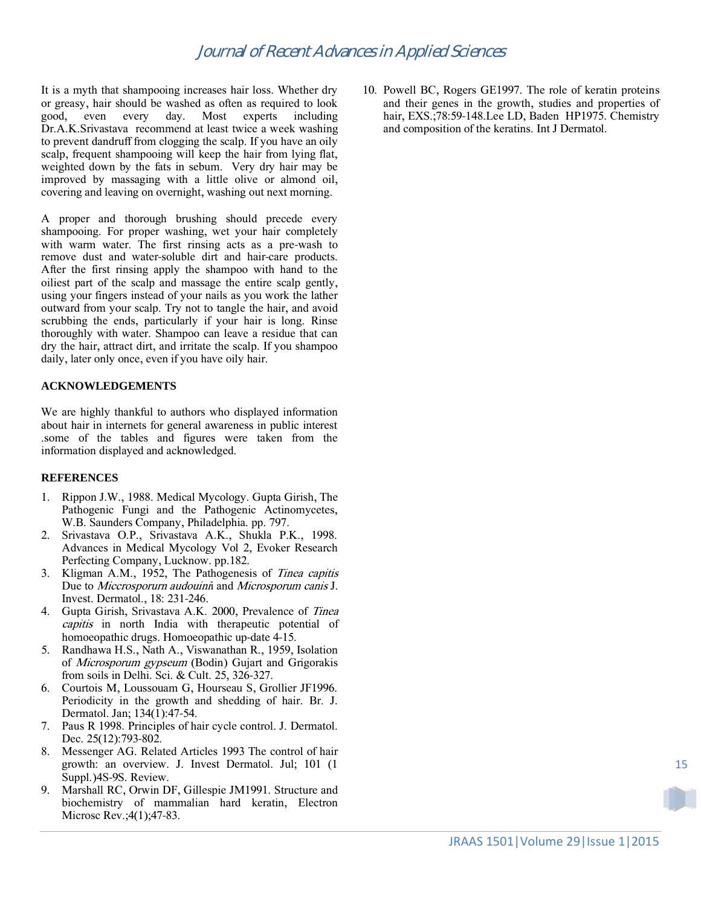It is a myth that shampooing increases hair loss. Whether dry or greasy, hair should be washed as often as required to look good, even every day. Most experts including Dr.A.K.Srivastava recommend at least twice a week washing to prevent dandruff from clogging the scalp. If you have an oily scalp, frequent shampooing will keep the hair from lying flat, weighted down by the fats in sebum. Very dry hair may be improved by massaging with a little olive or almond oil, covering and leaving on overnight, washing out next morning.

A proper and thorough brushing should precede every shampooing. For proper washing, wet your hair completely with warm water. The first rinsing acts as a pre-wash to remove dust and water-soluble dirt and hair-care products. After the first rinsing apply the shampoo with hand to the oiliest part of the scalp and massage the entire scalp gently, using your fingers instead of your nails as you work the lather outward from your scalp. Try not to tangle the hair, and avoid scrubbing the ends, particularly if your hair is long. Rinse thoroughly with water. Shampoo can leave a residue that can dry the hair, attract dirt, and irritate the scalp. If you shampoo daily, later only once, even if you have oily hair.

## ACKNOWLEDGEMENTS

We are highly thankful to authors who displayed information about hair in internets for general awareness in public interest .some of the tables and figures were taken from the information displayed and acknowledged.

## REFERENCES

1. Rippon J.W., 1988. Medical Mycology. Gupta Girish, The Pathogenic Fungi and the Pathogenic Actinomycetes, W.B. Saunders Company, Philadelphia. pp. 797.
2. Srivastava O.P., Srivastava A.K., Shukla P.K., 1998. Advances in Medical Mycology Vol 2, Evoker Research Perfecting Company, Lucknow. pp.182.
3. Kligman A.M., 1952, The Pathogenesis of *Tinea capitis* Due to *Miccrosporurn audouinñ* and *Microsporum canis* J. Invest. Dermatol., 18: 231-246.
4. Gupta Girish, Srivastava A.K. 2000, Prevalence of *Tinea capitis* in north India with therapeutic potential of homoeopathic drugs. Homoeopathic up-date 4-15.
5. Randhawa H.S., Nath A., Viswanathan R., 1959, Isolation of *Microsporum gypseum* (Bodin) Gujart and Grigorakis from soils in Delhi. Sci. & Cult. 25, 326-327.
6. Courtois M, Loussouam G, Hourseau S, Grollier JF1996. Periodicity in the growth and shedding of hair. Br. J. Dermatol. Jan; 134(1):47-54.
7. Paus R 1998. Principles of hair cycle control. J. Dermatol. Dec. 25(12):793-802.
8. Messenger AG. Related Articles 1993 The control of hair growth: an overview. J. Invest Dermatol. Jul; 101 (1 Suppl.)4S-9S. Review.
9. Marshall RC, Orwin DF, Gillespie JM1991. Structure and biochemistry of mammalian hard keratin, Electron Microsc Rev.;4(1);47-83.
10. Powell BC, Rogers GE1997. The role of keratin proteins and their genes in the growth, studies and properties of hair, EXS.;78:59-148.Lee LD, Baden HP1975. Chemistry and composition of the keratins. Int J Dermatol.